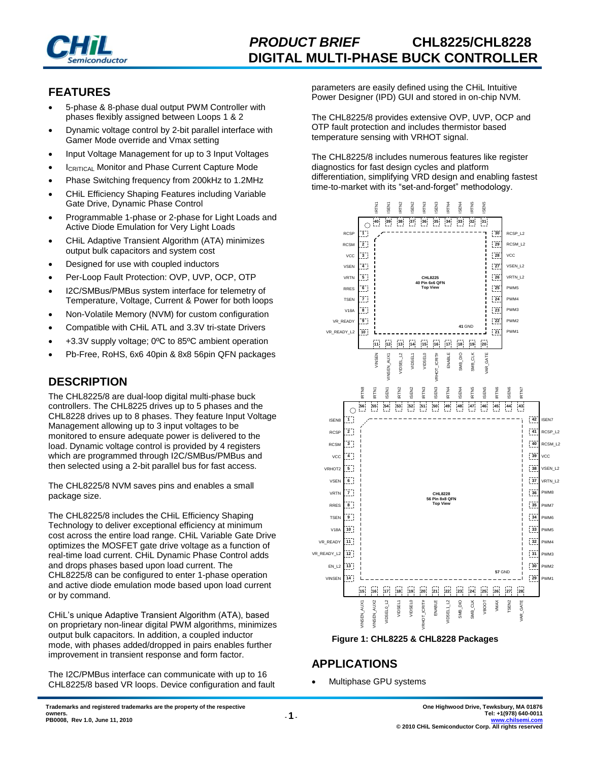# PRODUCT BRIEF CHL8225/CHL8228
# DIGITAL MULTI-PHASE BUCK CONTROLLER

## FEATURES

- 5-phase & 8-phase dual output PWM Controller with phases flexibly assigned between Loops 1 & 2
- Dynamic voltage control by 2-bit parallel interface with Gamer Mode override and Vmax setting
- Input Voltage Management for up to 3 Input Voltages
- $I_{CRITICAL}$ Monitor and Phase Current Capture Mode
- Phase Switching frequency from 200kHz to 1.2MHz
- CHiL Efficiency Shaping Features including Variable Gate Drive, Dynamic Phase Control
- Programmable 1-phase or 2-phase for Light Loads and Active Diode Emulation for Very Light Loads
- CHiL Adaptive Transient Algorithm (ATA) minimizes output bulk capacitors and system cost
- Designed for use with coupled inductors
- Per-Loop Fault Protection: OVP, UVP, OCP, OTP
- I2C/SMBus/PMBus system interface for telemetry of Temperature, Voltage, Current & Power for both loops
- Non-Volatile Memory (NVM) for custom configuration
- Compatible with CHiL ATL and 3.3V tri-state Drivers
- +3.3V supply voltage; 0ºC to 85ºC ambient operation
- Pb-Free, RoHS, 6x6 40pin & 8x8 56pin QFN packages

## DESCRIPTION

The CHL8225/8 are dual-loop digital multi-phase buck controllers. The CHL8225 drives up to 5 phases and the CHL8228 drives up to 8 phases. They feature Input Voltage Management allowing up to 3 input voltages to be monitored to ensure adequate power is delivered to the load. Dynamic voltage control is provided by 4 registers which are programmed through I2C/SMBus/PMBus and then selected using a 2-bit parallel bus for fast access.

The CHL8225/8 NVM saves pins and enables a small package size.

The CHL8225/8 includes the CHiL Efficiency Shaping Technology to deliver exceptional efficiency at minimum cost across the entire load range. CHiL Variable Gate Drive optimizes the MOSFET gate drive voltage as a function of real-time load current. CHiL Dynamic Phase Control adds and drops phases based upon load current. The CHL8225/8 can be configured to enter 1-phase operation and active diode emulation mode based upon load current or by command.

CHiL's unique Adaptive Transient Algorithm (ATA), based on proprietary non-linear digital PWM algorithms, minimizes output bulk capacitors. In addition, a coupled inductor mode, with phases added/dropped in pairs enables further improvement in transient response and form factor.

The I2C/PMBus interface can communicate with up to 16 CHL8225/8 based VR loops. Device configuration and fault parameters are easily defined using the CHiL Intuitive Power Designer (IPD) GUI and stored in on-chip NVM.

The CHL8225/8 provides extensive OVP, UVP, OCP and OTP fault protection and includes thermistor based temperature sensing with VRHOT signal.

The CHL8225/8 includes numerous features like register diagnostics for fast design cycles and platform differentiation, simplifying VRD design and enabling fastest time-to-market with its "set-and-forget" methodology.

**Figure 1: CHL8225 & CHL8228 Packages**

## APPLICATIONS

- Multiphase GPU systems

Trademarks and registered trademarks are the property of the respective owners.
PB0008, Rev 1.0, June 11, 2010

One Highwood Drive, Tewksbury, MA 01876
Tel: +1(978) 640-0011
www.chilsemi.com
© 2010 CHiL Semiconductor Corp. All rights reserved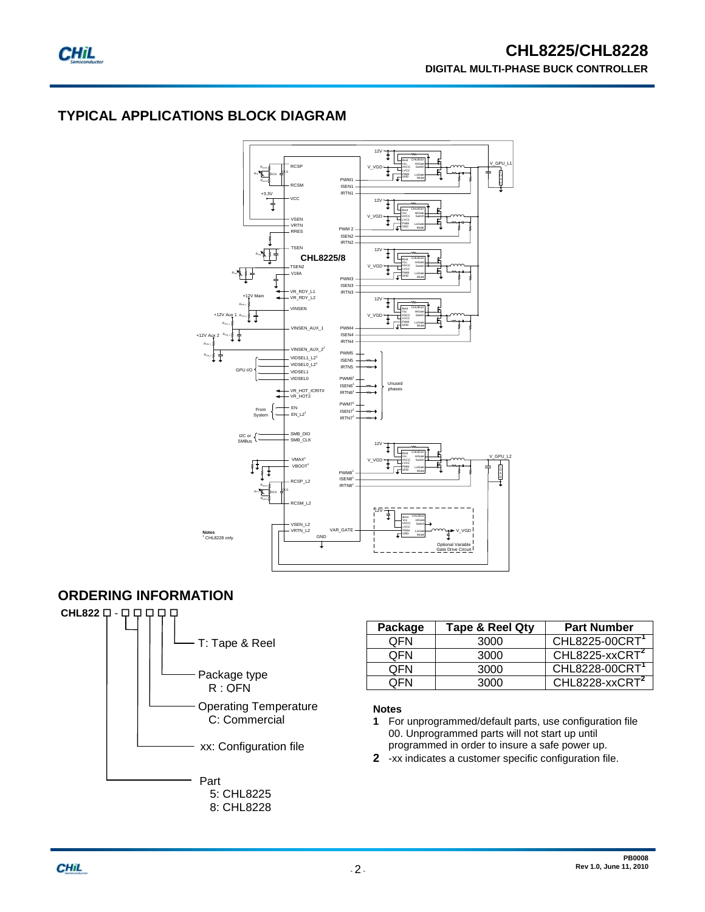## TYPICAL APPLICATIONS BLOCK DIAGRAM

## ORDERING INFORMATION

CHL822 □ - □ □ □ □ □

- T: Tape & Reel
- Package type
  R : QFN
- Operating Temperature
  C: Commercial
- xx: Configuration file
- Part
  5: CHL8225
  8: CHL8228

| Package | Tape & Reel Qty | Part Number |
|---|---|---|
| QFN | 3000 | CHL8225-00CRT[1] |
| QFN | 3000 | CHL8225-xxCRT[2] |
| QFN | 3000 | CHL8228-00CRT[1] |
| QFN | 3000 | CHL8228-xxCRT[2] |

**Notes**

**1** For unprogrammed/default parts, use configuration file 00. Unprogrammed parts will not start up until programmed in order to insure a safe power up.

**2** -xx indicates a customer specific configuration file.